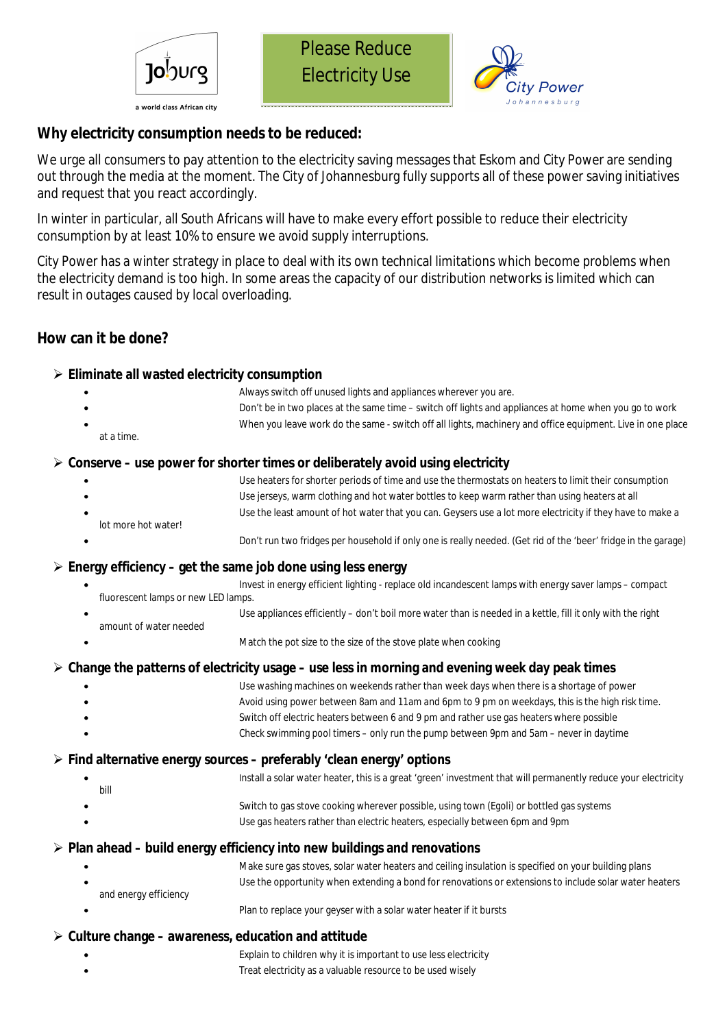Jo'burg
a world class African city

# Please Reduce Electricity Use

City Power
Johannesburg

## Why electricity consumption needs to be reduced:

We urge all consumers to pay attention to the electricity saving messages that Eskom and City Power are sending out through the media at the moment. The City of Johannesburg fully supports all of these power saving initiatives and request that you react accordingly.

In winter in particular, all South Africans will have to make every effort possible to reduce their electricity consumption by at least 10% to ensure we avoid supply interruptions.

City Power has a winter strategy in place to deal with its own technical limitations which become problems when the electricity demand is too high. In some areas the capacity of our distribution networks is limited which can result in outages caused by local overloading.

## How can it be done?

- **Eliminate all wasted electricity consumption**
  - Always switch off unused lights and appliances wherever you are.
  - Don't be in two places at the same time – switch off lights and appliances at home when you go to work
  - When you leave work do the same - switch off all lights, machinery and office equipment. Live in one place at a time.
- **Conserve – use power for shorter times or deliberately avoid using electricity**
  - Use heaters for shorter periods of time and use the thermostats on heaters to limit their consumption
  - Use jerseys, warm clothing and hot water bottles to keep warm rather than using heaters at all
  - Use the least amount of hot water that you can. Geysers use a lot more electricity if they have to make a lot more hot water!
  - Don't run two fridges per household if only one is really needed. (Get rid of the 'beer' fridge in the garage)
- **Energy efficiency – get the same job done using less energy**
  - Invest in energy efficient lighting - replace old incandescent lamps with energy saver lamps – compact fluorescent lamps or new LED lamps.
  - Use appliances efficiently – don't boil more water than is needed in a kettle, fill it only with the right amount of water needed
  - Match the pot size to the size of the stove plate when cooking
- **Change the patterns of electricity usage – use less in morning and evening week day peak times**
  - Use washing machines on weekends rather than week days when there is a shortage of power
  - Avoid using power between 8am and 11am and 6pm to 9 pm on weekdays, this is the high risk time.
  - Switch off electric heaters between 6 and 9 pm and rather use gas heaters where possible
  - Check swimming pool timers – only run the pump between 9pm and 5am – never in daytime
- **Find alternative energy sources – preferably 'clean energy' options**
  - Install a solar water heater, this is a great 'green' investment that will permanently reduce your electricity bill
  - Switch to gas stove cooking wherever possible, using town (Egoli) or bottled gas systems
  - Use gas heaters rather than electric heaters, especially between 6pm and 9pm
- **Plan ahead – build energy efficiency into new buildings and renovations**
  - Make sure gas stoves, solar water heaters and ceiling insulation is specified on your building plans
  - Use the opportunity when extending a bond for renovations or extensions to include solar water heaters and energy efficiency
  - Plan to replace your geyser with a solar water heater if it bursts
- **Culture change – awareness, education and attitude**
  - Explain to children why it is important to use less electricity
  - Treat electricity as a valuable resource to be used wisely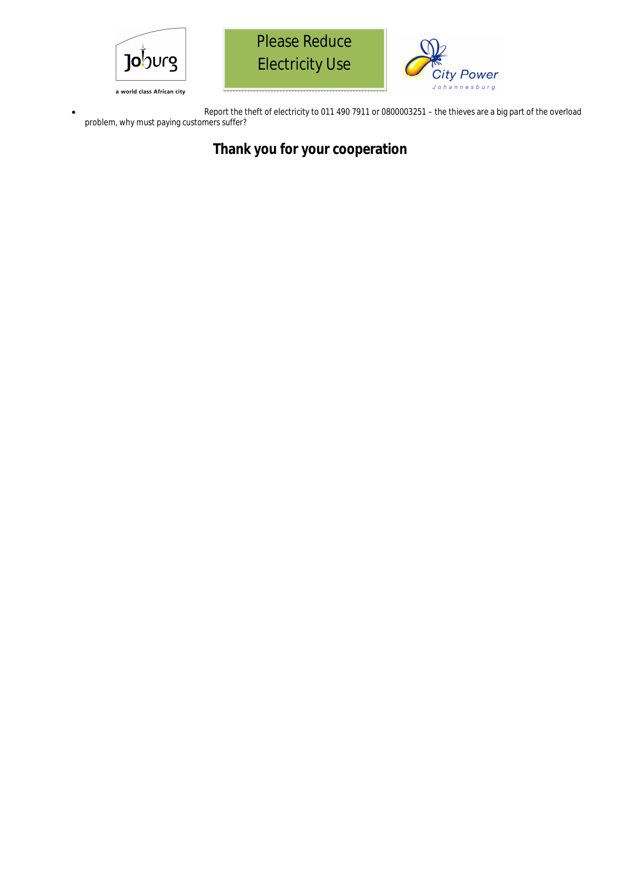Please Reduce Electricity Use

- Report the theft of electricity to 011 490 7911 or 0800003251 – the thieves are a big part of the overload problem, why must paying customers suffer?

**Thank you for your cooperation**